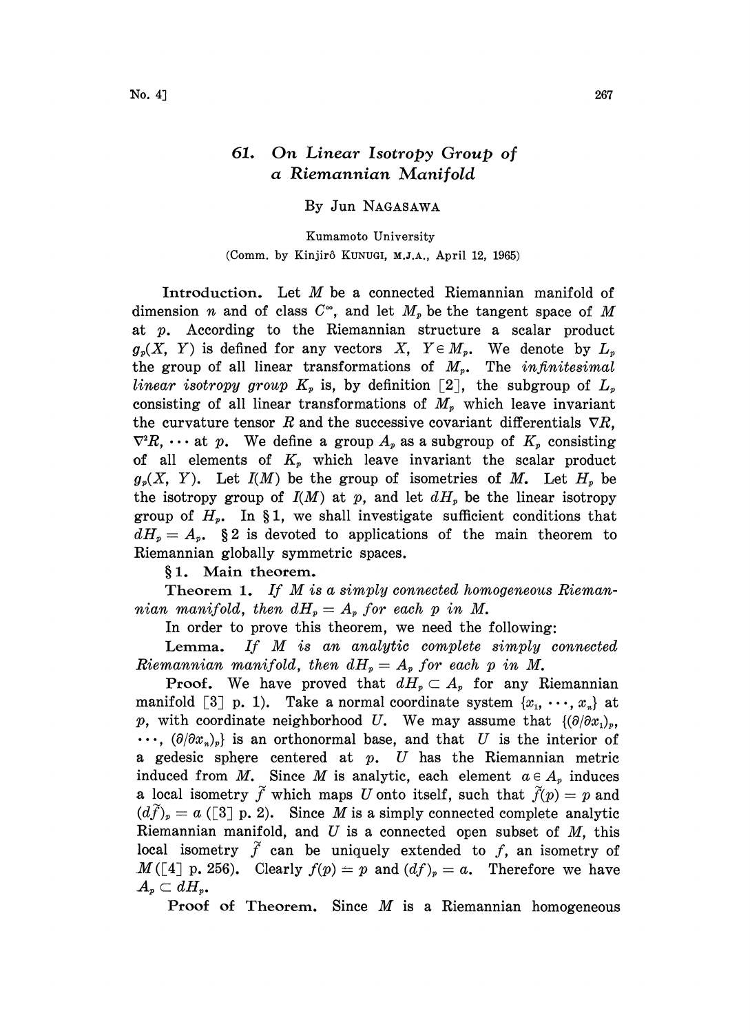# 61. On Linear Isotropy Group of a Riemannian Manifold

By Jun NAGASAWA

Kumamoto University

(Comm. by Kinjirô KUNUGI, M.J.A., April 12, 1965)

**Introduction.** Let $M$ be a connected Riemannian manifold of dimension $n$ and of class $C^\infty$, and let $M_p$ be the tangent space of $M$ at $p$. According to the Riemannian structure a scalar product $g_p(X, Y)$ is defined for any vectors $X, Y \in M_p$. We denote by $L_p$ the group of all linear transformations of $M_p$. The *infinitesimal linear isotropy group* $K_p$ is, by definition [2], the subgroup of $L_p$ consisting of all linear transformations of $M_p$ which leave invariant the curvature tensor $R$ and the successive covariant differentials $\nabla R$, $\nabla^2 R, \cdots$ at $p$. We define a group $A_p$ as a subgroup of $K_p$ consisting of all elements of $K_p$ which leave invariant the scalar product $g_p(X, Y)$. Let $I(M)$ be the group of isometries of $M$. Let $H_p$ be the isotropy group of $I(M)$ at $p$, and let $dH_p$ be the linear isotropy group of $H_p$. In §1, we shall investigate sufficient conditions that $dH_p = A_p$. §2 is devoted to applications of the main theorem to Riemannian globally symmetric spaces.

## §1. Main theorem.

**Theorem 1.** *If $M$ is a simply connected homogeneous Riemannian manifold, then $dH_p = A_p$ for each $p$ in $M$.*

In order to prove this theorem, we need the following:

**Lemma.** *If $M$ is an analytic complete simply connected Riemannian manifold, then $dH_p = A_p$ for each $p$ in $M$.*

**Proof.** We have proved that $dH_p \subset A_p$ for any Riemannian manifold [3] p. 1). Take a normal coordinate system $\{x_1, \cdots, x_n\}$ at $p$, with coordinate neighborhood $U$. We may assume that $\{(\partial/\partial x_1)_p, \cdots, (\partial/\partial x_n)_p\}$ is an orthonormal base, and that $U$ is the interior of a gedesic sphere centered at $p$. $U$ has the Riemannian metric induced from $M$. Since $M$ is analytic, each element $a \in A_p$ induces a local isometry $\tilde{f}$ which maps $U$ onto itself, such that $\tilde{f}(p) = p$ and $(d\tilde{f})_p = a$ ([3] p. 2). Since $M$ is a simply connected complete analytic Riemannian manifold, and $U$ is a connected open subset of $M$, this local isometry $\tilde{f}$ can be uniquely extended to $f$, an isometry of $M$ ([4] p. 256). Clearly $f(p) = p$ and $(df)_p = a$. Therefore we have $A_p \subset dH_p$.

**Proof of Theorem.** Since $M$ is a Riemannian homogeneous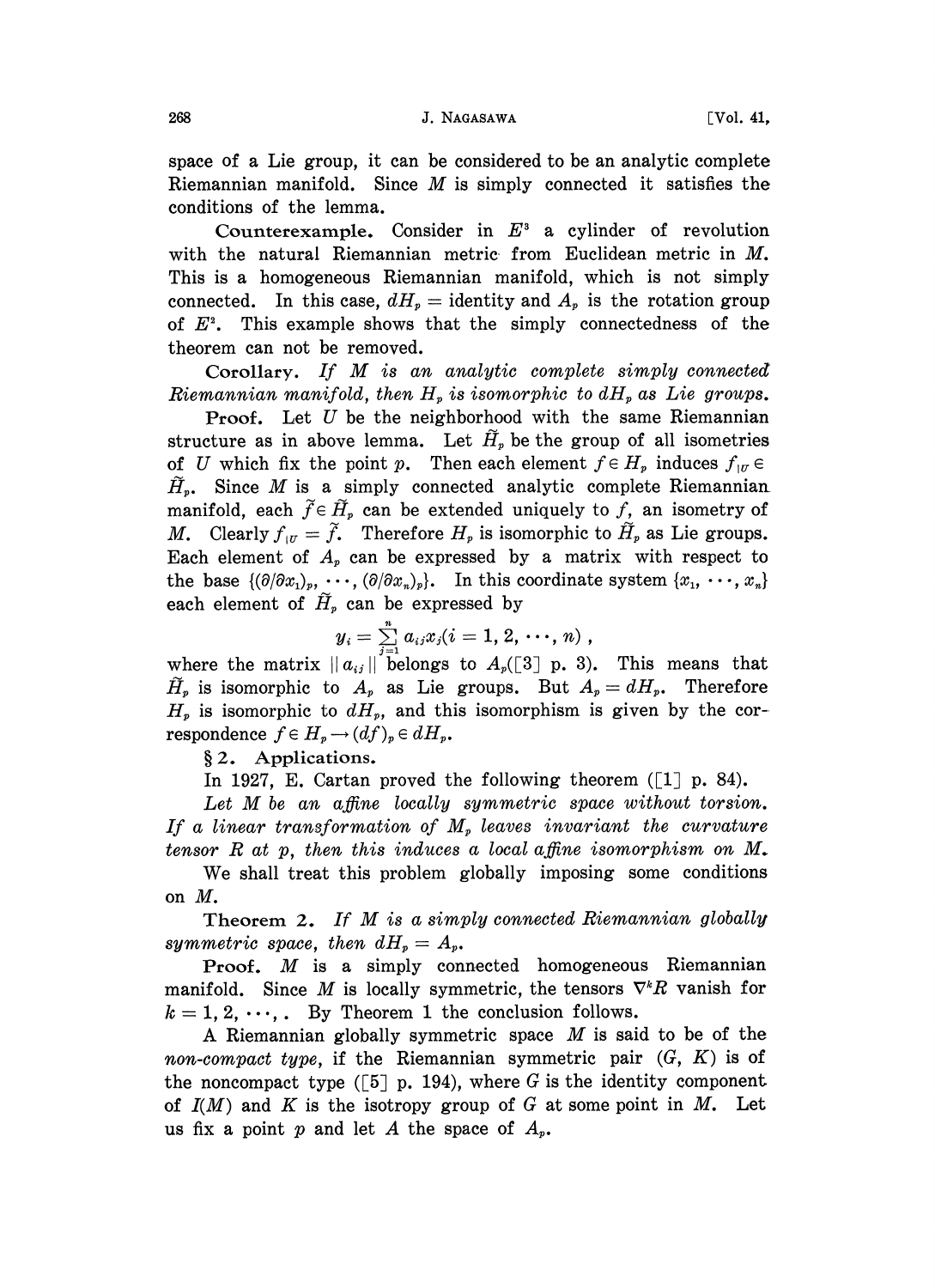space of a Lie group, it can be considered to be an analytic complete Riemannian manifold. Since $M$ is simply connected it satisfies the conditions of the lemma.

**Counterexample.** Consider in $E^3$ a cylinder of revolution with the natural Riemannian metric from Euclidean metric in $M$. This is a homogeneous Riemannian manifold, which is not simply connected. In this case, $dH_p$ = identity and $A_p$ is the rotation group of $E^2$. This example shows that the simply connectedness of the theorem can not be removed.

**Corollary.** *If $M$ is an analytic complete simply connected Riemannian manifold, then $H_p$ is isomorphic to $dH_p$ as Lie groups.*

**Proof.** Let $U$ be the neighborhood with the same Riemannian structure as in above lemma. Let $\tilde{H}_p$ be the group of all isometries of $U$ which fix the point $p$. Then each element $f \in H_p$ induces $f_{|U} \in \tilde{H}_p$. Since $M$ is a simply connected analytic complete Riemannian manifold, each $\tilde{f} \in \tilde{H}_p$ can be extended uniquely to $f$, an isometry of $M$. Clearly $f_{|U} = \tilde{f}$. Therefore $H_p$ is isomorphic to $\tilde{H}_p$ as Lie groups. Each element of $A_p$ can be expressed by a matrix with respect to the base $\{(\partial/\partial x_1)_p, \cdots, (\partial/\partial x_n)_p\}$. In this coordinate system $\{x_1, \cdots, x_n\}$ each element of $\tilde{H}_p$ can be expressed by

$$y_i = \sum_{j=1}^{n} a_{ij} x_j (i = 1, 2, \cdots, n),$$

where the matrix $\| a_{ij} \|$ belongs to $A_p$([3] p. 3). This means that $\tilde{H}_p$ is isomorphic to $A_p$ as Lie groups. But $A_p = dH_p$. Therefore $H_p$ is isomorphic to $dH_p$, and this isomorphism is given by the correspondence $f \in H_p \to (df)_p \in dH_p$.

## § 2. Applications.

In 1927, E. Cartan proved the following theorem ([1] p. 84).

*Let $M$ be an affine locally symmetric space without torsion. If a linear transformation of $M_p$ leaves invariant the curvature tensor $R$ at $p$, then this induces a local affine isomorphism on $M$.*

We shall treat this problem globally imposing some conditions on $M$.

**Theorem 2.** *If $M$ is a simply connected Riemannian globally symmetric space, then $dH_p = A_p$.*

**Proof.** $M$ is a simply connected homogeneous Riemannian manifold. Since $M$ is locally symmetric, the tensors $\nabla^k R$ vanish for $k = 1, 2, \cdots,$. By Theorem 1 the conclusion follows.

A Riemannian globally symmetric space $M$ is said to be of the *non-compact type*, if the Riemannian symmetric pair $(G, K)$ is of the noncompact type ([5] p. 194), where $G$ is the identity component of $I(M)$ and $K$ is the isotropy group of $G$ at some point in $M$. Let us fix a point $p$ and let $A$ the space of $A_p$.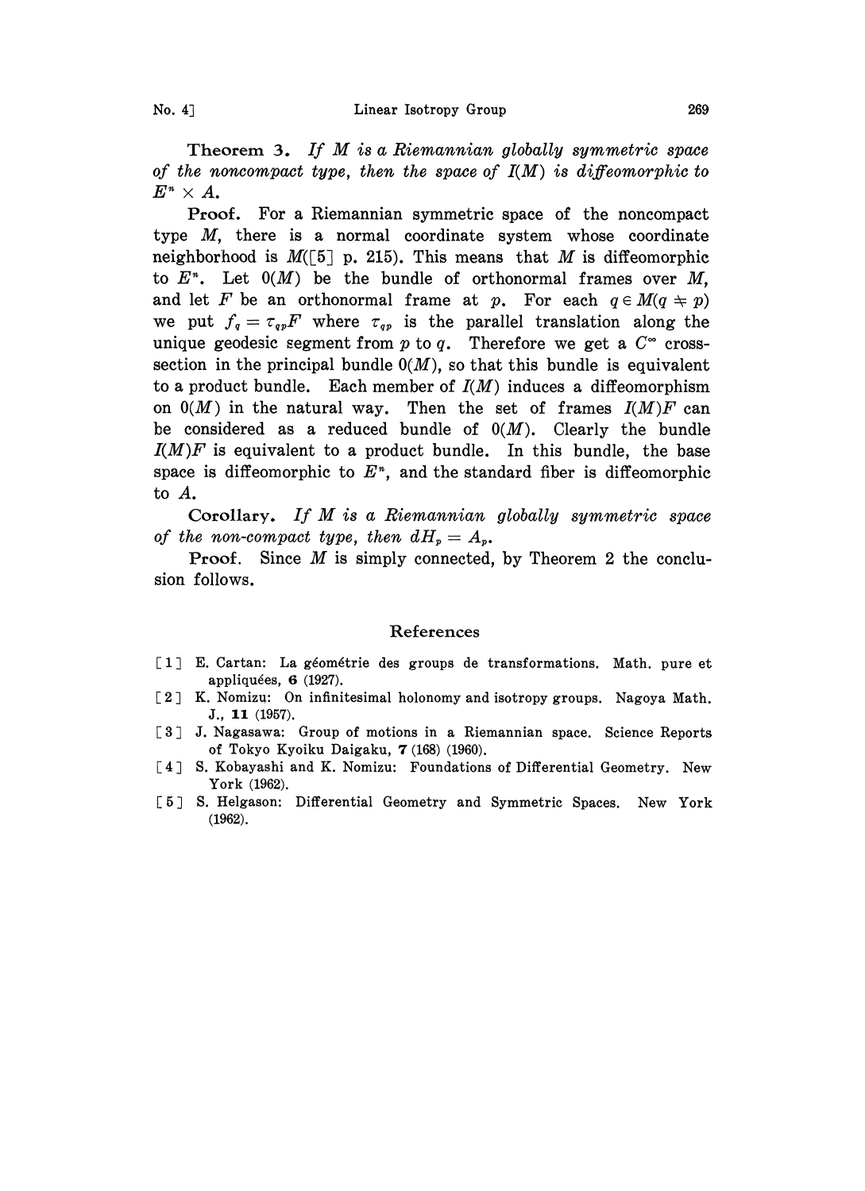**Theorem 3.** *If $M$ is a Riemannian globally symmetric space of the noncompact type, then the space of $I(M)$ is diffeomorphic to $E^n \times A$.*

**Proof.** For a Riemannian symmetric space of the noncompact type $M$, there is a normal coordinate system whose coordinate neighborhood is $M$([5] p. 215). This means that $M$ is diffeomorphic to $E^n$. Let $0(M)$ be the bundle of orthonormal frames over $M$, and let $F$ be an orthonormal frame at $p$. For each $q \in M(q \neq p)$ we put $f_q = \tau_{qp} F$ where $\tau_{qp}$ is the parallel translation along the unique geodesic segment from $p$ to $q$. Therefore we get a $C^\infty$ cross-section in the principal bundle $0(M)$, so that this bundle is equivalent to a product bundle. Each member of $I(M)$ induces a diffeomorphism on $0(M)$ in the natural way. Then the set of frames $I(M)F$ can be considered as a reduced bundle of $0(M)$. Clearly the bundle $I(M)F$ is equivalent to a product bundle. In this bundle, the base space is diffeomorphic to $E^n$, and the standard fiber is diffeomorphic to $A$.

**Corollary.** *If $M$ is a Riemannian globally symmetric space of the non-compact type, then $dH_p = A_p$.*

**Proof.** Since $M$ is simply connected, by Theorem 2 the conclusion follows.

## References

[1] E. Cartan: La géométrie des groups de transformations. Math. pure et appliquées, **6** (1927).

[2] K. Nomizu: On infinitesimal holonomy and isotropy groups. Nagoya Math. J., **11** (1957).

[3] J. Nagasawa: Group of motions in a Riemannian space. Science Reports of Tokyo Kyoiku Daigaku, **7** (168) (1960).

[4] S. Kobayashi and K. Nomizu: Foundations of Differential Geometry. New York (1962).

[5] S. Helgason: Differential Geometry and Symmetric Spaces. New York (1962).